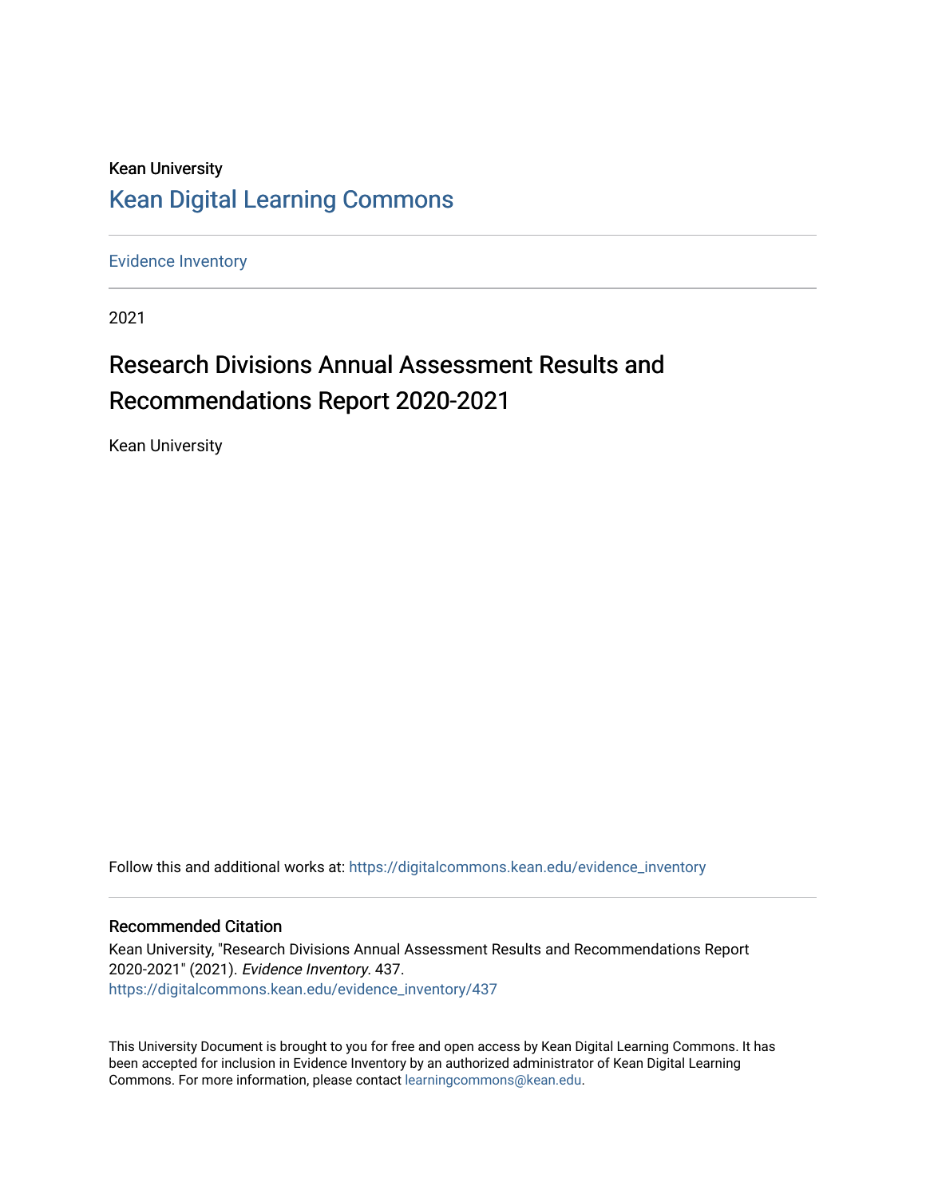Kean University

# Kean Digital Learning Commons

Evidence Inventory

2021

# Research Divisions Annual Assessment Results and Recommendations Report 2020-2021

Kean University

Follow this and additional works at: https://digitalcommons.kean.edu/evidence_inventory

## Recommended Citation

Kean University, "Research Divisions Annual Assessment Results and Recommendations Report 2020-2021" (2021). *Evidence Inventory*. 437.
https://digitalcommons.kean.edu/evidence_inventory/437

This University Document is brought to you for free and open access by Kean Digital Learning Commons. It has been accepted for inclusion in Evidence Inventory by an authorized administrator of Kean Digital Learning Commons. For more information, please contact learningcommons@kean.edu.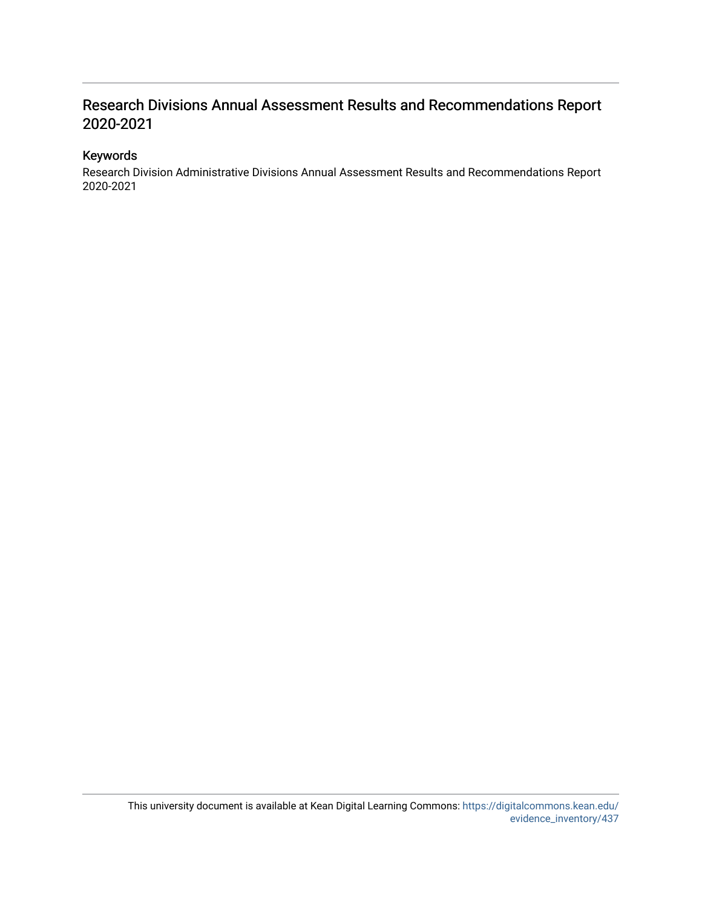# Research Divisions Annual Assessment Results and Recommendations Report 2020-2021

## Keywords

Research Division Administrative Divisions Annual Assessment Results and Recommendations Report 2020-2021

This university document is available at Kean Digital Learning Commons: https://digitalcommons.kean.edu/evidence_inventory/437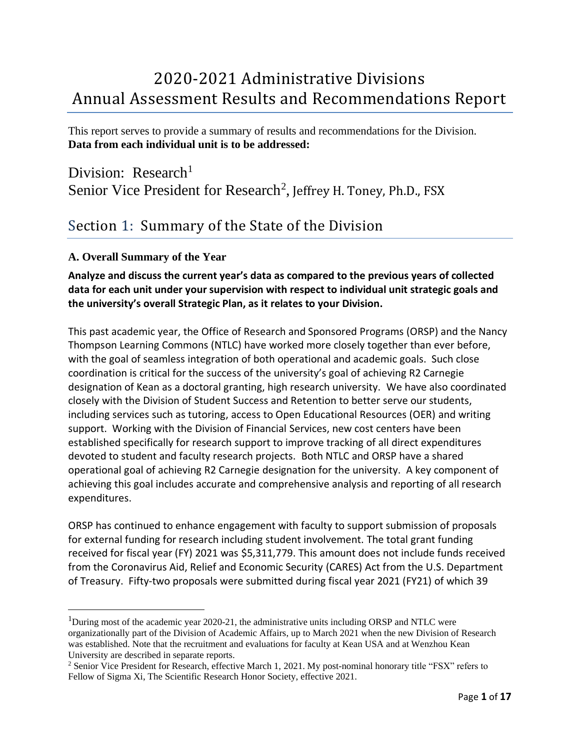# 2020-2021 Administrative Divisions Annual Assessment Results and Recommendations Report

This report serves to provide a summary of results and recommendations for the Division. **Data from each individual unit is to be addressed:**

Division: Research[1]
Senior Vice President for Research[2], Jeffrey H. Toney, Ph.D., FSX

## Section 1: Summary of the State of the Division

### A. Overall Summary of the Year

**Analyze and discuss the current year's data as compared to the previous years of collected data for each unit under your supervision with respect to individual unit strategic goals and the university's overall Strategic Plan, as it relates to your Division.**

This past academic year, the Office of Research and Sponsored Programs (ORSP) and the Nancy Thompson Learning Commons (NTLC) have worked more closely together than ever before, with the goal of seamless integration of both operational and academic goals. Such close coordination is critical for the success of the university's goal of achieving R2 Carnegie designation of Kean as a doctoral granting, high research university. We have also coordinated closely with the Division of Student Success and Retention to better serve our students, including services such as tutoring, access to Open Educational Resources (OER) and writing support. Working with the Division of Financial Services, new cost centers have been established specifically for research support to improve tracking of all direct expenditures devoted to student and faculty research projects. Both NTLC and ORSP have a shared operational goal of achieving R2 Carnegie designation for the university. A key component of achieving this goal includes accurate and comprehensive analysis and reporting of all research expenditures.

ORSP has continued to enhance engagement with faculty to support submission of proposals for external funding for research including student involvement. The total grant funding received for fiscal year (FY) 2021 was $5,311,779. This amount does not include funds received from the Coronavirus Aid, Relief and Economic Security (CARES) Act from the U.S. Department of Treasury. Fifty-two proposals were submitted during fiscal year 2021 (FY21) of which 39

---

[1] During most of the academic year 2020-21, the administrative units including ORSP and NTLC were organizationally part of the Division of Academic Affairs, up to March 2021 when the new Division of Research was established. Note that the recruitment and evaluations for faculty at Kean USA and at Wenzhou Kean University are described in separate reports.

[2] Senior Vice President for Research, effective March 1, 2021. My post-nominal honorary title "FSX" refers to Fellow of Sigma Xi, The Scientific Research Honor Society, effective 2021.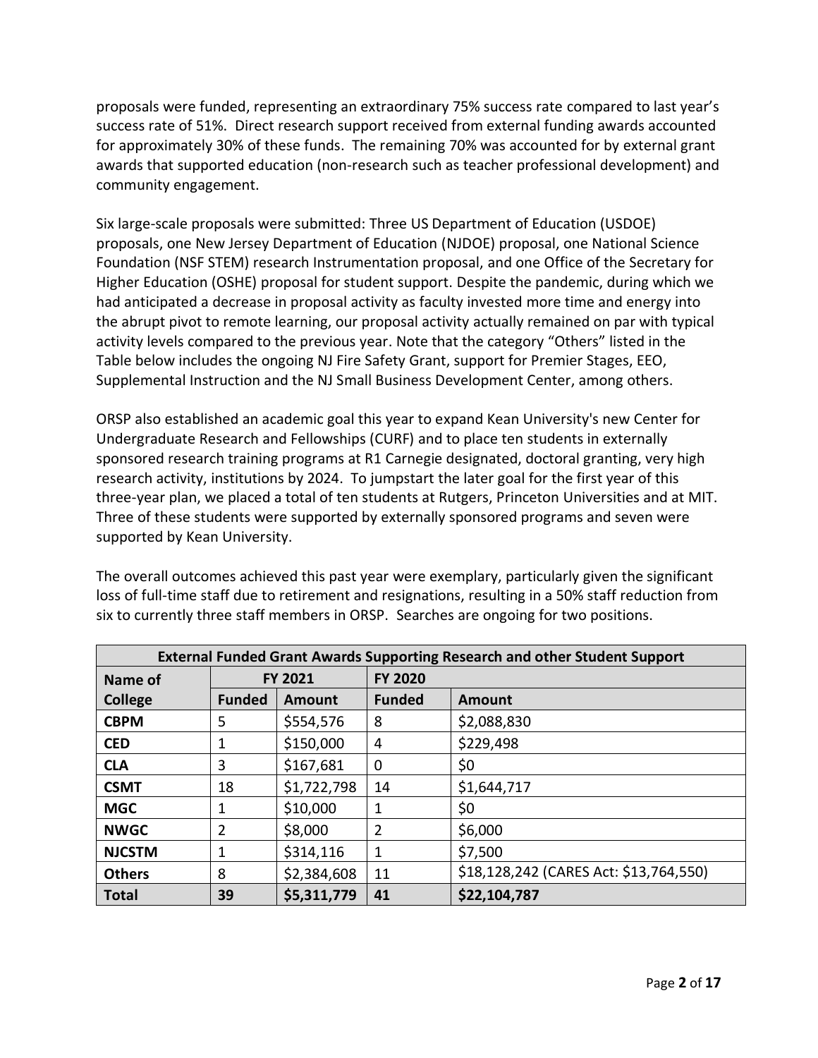proposals were funded, representing an extraordinary 75% success rate compared to last year's success rate of 51%. Direct research support received from external funding awards accounted for approximately 30% of these funds. The remaining 70% was accounted for by external grant awards that supported education (non-research such as teacher professional development) and community engagement.

Six large-scale proposals were submitted: Three US Department of Education (USDOE) proposals, one New Jersey Department of Education (NJDOE) proposal, one National Science Foundation (NSF STEM) research Instrumentation proposal, and one Office of the Secretary for Higher Education (OSHE) proposal for student support. Despite the pandemic, during which we had anticipated a decrease in proposal activity as faculty invested more time and energy into the abrupt pivot to remote learning, our proposal activity actually remained on par with typical activity levels compared to the previous year. Note that the category "Others" listed in the Table below includes the ongoing NJ Fire Safety Grant, support for Premier Stages, EEO, Supplemental Instruction and the NJ Small Business Development Center, among others.

ORSP also established an academic goal this year to expand Kean University's new Center for Undergraduate Research and Fellowships (CURF) and to place ten students in externally sponsored research training programs at R1 Carnegie designated, doctoral granting, very high research activity, institutions by 2024. To jumpstart the later goal for the first year of this three-year plan, we placed a total of ten students at Rutgers, Princeton Universities and at MIT. Three of these students were supported by externally sponsored programs and seven were supported by Kean University.

The overall outcomes achieved this past year were exemplary, particularly given the significant loss of full-time staff due to retirement and resignations, resulting in a 50% staff reduction from six to currently three staff members in ORSP. Searches are ongoing for two positions.

| **External Funded Grant Awards Supporting Research and other Student Support** | | | | |
|---|---|---|---|---|
| **Name of College** | **FY 2021** | | **FY 2020** | |
| | **Funded** | **Amount** | **Funded** | **Amount** |
| **CBPM** | 5 | $554,576 | 8 | $2,088,830 |
| **CED** | 1 | $150,000 | 4 | $229,498 |
| **CLA** | 3 | $167,681 | 0 | $0 |
| **CSMT** | 18 | $1,722,798 | 14 | $1,644,717 |
| **MGC** | 1 | $10,000 | 1 | $0 |
| **NWGC** | 2 | $8,000 | 2 | $6,000 |
| **NJCSTM** | 1 | $314,116 | 1 | $7,500 |
| **Others** | 8 | $2,384,608 | 11 | $18,128,242 (CARES Act: $13,764,550) |
| **Total** | **39** | **$5,311,779** | **41** | **$22,104,787** |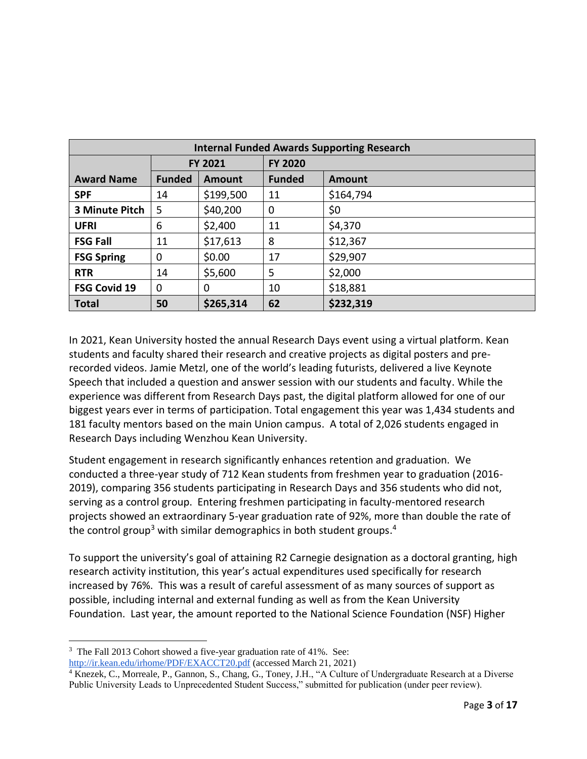| Internal Funded Awards Supporting Research | | | | |
|---|---|---|---|---|
| | FY 2021 | | FY 2020 | |
| **Award Name** | **Funded** | **Amount** | **Funded** | **Amount** |
| **SPF** | 14 | $199,500 | 11 | $164,794 |
| **3 Minute Pitch** | 5 | $40,200 | 0 | $0 |
| **UFRI** | 6 | $2,400 | 11 | $4,370 |
| **FSG Fall** | 11 | $17,613 | 8 | $12,367 |
| **FSG Spring** | 0 | $0.00 | 17 | $29,907 |
| **RTR** | 14 | $5,600 | 5 | $2,000 |
| **FSG Covid 19** | 0 | 0 | 10 | $18,881 |
| **Total** | **50** | **$265,314** | **62** | **$232,319** |

In 2021, Kean University hosted the annual Research Days event using a virtual platform. Kean students and faculty shared their research and creative projects as digital posters and pre-recorded videos. Jamie Metzl, one of the world's leading futurists, delivered a live Keynote Speech that included a question and answer session with our students and faculty. While the experience was different from Research Days past, the digital platform allowed for one of our biggest years ever in terms of participation. Total engagement this year was 1,434 students and 181 faculty mentors based on the main Union campus. A total of 2,026 students engaged in Research Days including Wenzhou Kean University.

Student engagement in research significantly enhances retention and graduation. We conducted a three-year study of 712 Kean students from freshmen year to graduation (2016-2019), comparing 356 students participating in Research Days and 356 students who did not, serving as a control group. Entering freshmen participating in faculty-mentored research projects showed an extraordinary 5-year graduation rate of 92%, more than double the rate of the control group[3] with similar demographics in both student groups.[4]

To support the university's goal of attaining R2 Carnegie designation as a doctoral granting, high research activity institution, this year's actual expenditures used specifically for research increased by 76%. This was a result of careful assessment of as many sources of support as possible, including internal and external funding as well as from the Kean University Foundation. Last year, the amount reported to the National Science Foundation (NSF) Higher

[3] The Fall 2013 Cohort showed a five-year graduation rate of 41%. See: http://ir.kean.edu/irhome/PDF/EXACCT20.pdf (accessed March 21, 2021)

[4] Knezek, C., Morreale, P., Gannon, S., Chang, G., Toney, J.H., "A Culture of Undergraduate Research at a Diverse Public University Leads to Unprecedented Student Success," submitted for publication (under peer review).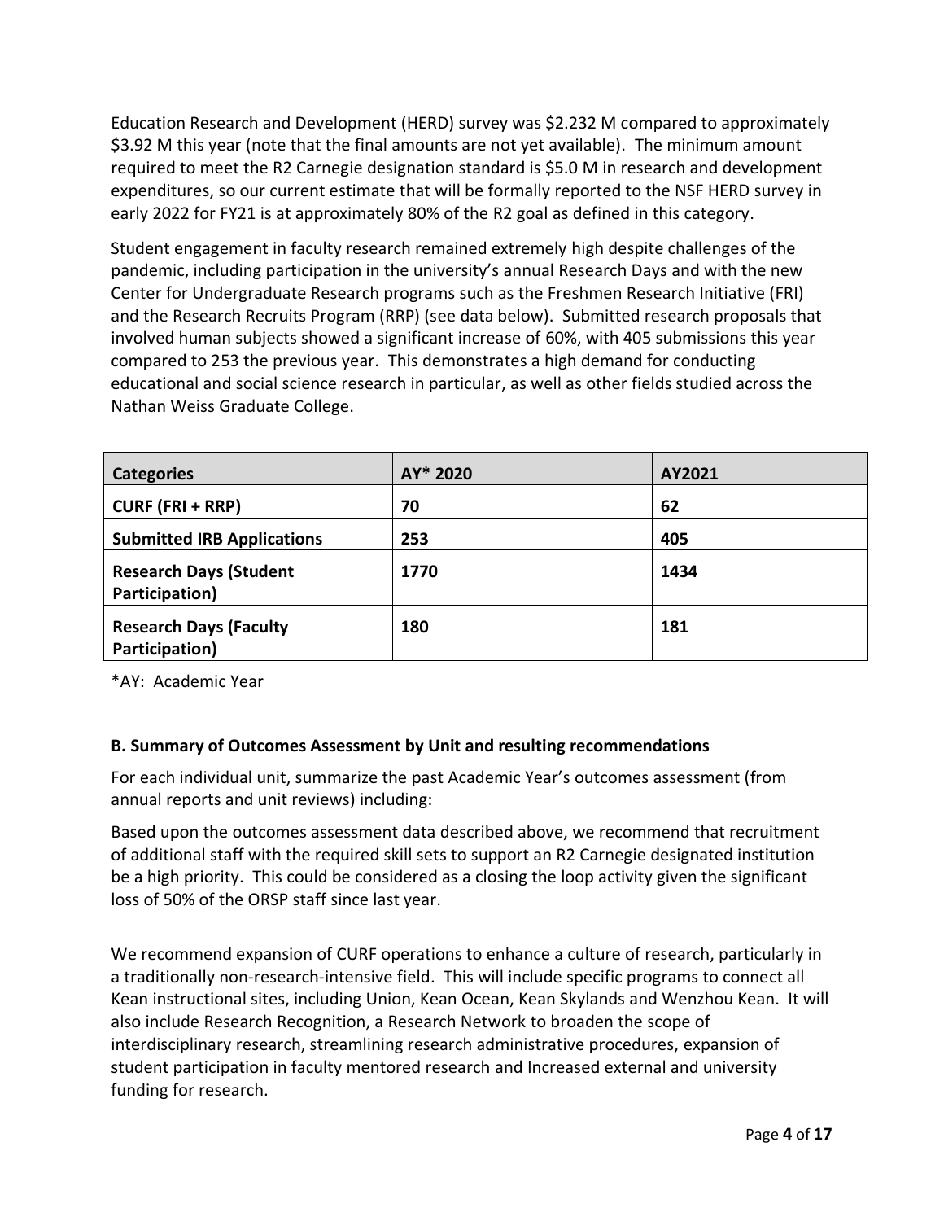Education Research and Development (HERD) survey was \$2.232 M compared to approximately \$3.92 M this year (note that the final amounts are not yet available). The minimum amount required to meet the R2 Carnegie designation standard is \$5.0 M in research and development expenditures, so our current estimate that will be formally reported to the NSF HERD survey in early 2022 for FY21 is at approximately 80% of the R2 goal as defined in this category.

Student engagement in faculty research remained extremely high despite challenges of the pandemic, including participation in the university's annual Research Days and with the new Center for Undergraduate Research programs such as the Freshmen Research Initiative (FRI) and the Research Recruits Program (RRP) (see data below). Submitted research proposals that involved human subjects showed a significant increase of 60%, with 405 submissions this year compared to 253 the previous year. This demonstrates a high demand for conducting educational and social science research in particular, as well as other fields studied across the Nathan Weiss Graduate College.

| Categories | AY* 2020 | AY2021 |
|---|---|---|
| **CURF (FRI + RRP)** | **70** | **62** |
| **Submitted IRB Applications** | **253** | **405** |
| **Research Days (Student Participation)** | **1770** | **1434** |
| **Research Days (Faculty Participation)** | **180** | **181** |

*AY: Academic Year

**B. Summary of Outcomes Assessment by Unit and resulting recommendations**

For each individual unit, summarize the past Academic Year's outcomes assessment (from annual reports and unit reviews) including:

Based upon the outcomes assessment data described above, we recommend that recruitment of additional staff with the required skill sets to support an R2 Carnegie designated institution be a high priority. This could be considered as a closing the loop activity given the significant loss of 50% of the ORSP staff since last year.

We recommend expansion of CURF operations to enhance a culture of research, particularly in a traditionally non-research-intensive field. This will include specific programs to connect all Kean instructional sites, including Union, Kean Ocean, Kean Skylands and Wenzhou Kean. It will also include Research Recognition, a Research Network to broaden the scope of interdisciplinary research, streamlining research administrative procedures, expansion of student participation in faculty mentored research and Increased external and university funding for research.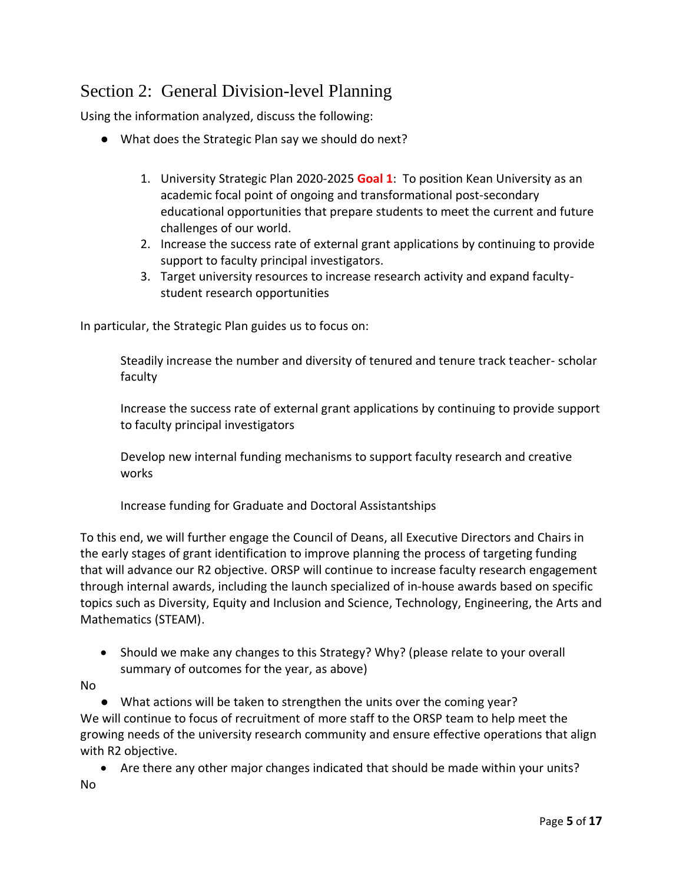## Section 2: General Division-level Planning

Using the information analyzed, discuss the following:

- What does the Strategic Plan say we should do next?

    1. University Strategic Plan 2020-2025 **Goal 1**: To position Kean University as an academic focal point of ongoing and transformational post-secondary educational opportunities that prepare students to meet the current and future challenges of our world.
    2. Increase the success rate of external grant applications by continuing to provide support to faculty principal investigators.
    3. Target university resources to increase research activity and expand faculty-student research opportunities

In particular, the Strategic Plan guides us to focus on:

> Steadily increase the number and diversity of tenured and tenure track teacher- scholar faculty
>
> Increase the success rate of external grant applications by continuing to provide support to faculty principal investigators
>
> Develop new internal funding mechanisms to support faculty research and creative works
>
> Increase funding for Graduate and Doctoral Assistantships

To this end, we will further engage the Council of Deans, all Executive Directors and Chairs in the early stages of grant identification to improve planning the process of targeting funding that will advance our R2 objective. ORSP will continue to increase faculty research engagement through internal awards, including the launch specialized of in-house awards based on specific topics such as Diversity, Equity and Inclusion and Science, Technology, Engineering, the Arts and Mathematics (STEAM).

- Should we make any changes to this Strategy? Why? (please relate to your overall summary of outcomes for the year, as above)

No

- What actions will be taken to strengthen the units over the coming year?

We will continue to focus of recruitment of more staff to the ORSP team to help meet the growing needs of the university research community and ensure effective operations that align with R2 objective.

- Are there any other major changes indicated that should be made within your units?

No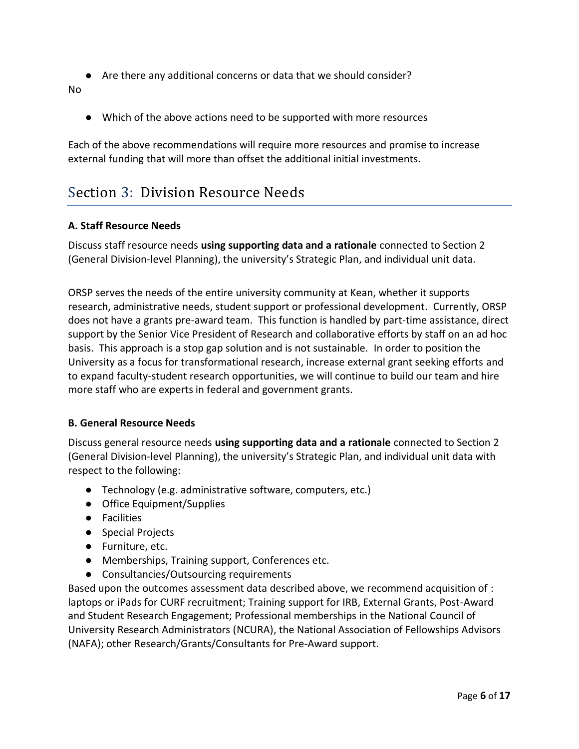- Are there any additional concerns or data that we should consider?

No

- Which of the above actions need to be supported with more resources

Each of the above recommendations will require more resources and promise to increase external funding that will more than offset the additional initial investments.

## Section 3: Division Resource Needs

**A. Staff Resource Needs**

Discuss staff resource needs **using supporting data and a rationale** connected to Section 2 (General Division-level Planning), the university's Strategic Plan, and individual unit data.

ORSP serves the needs of the entire university community at Kean, whether it supports research, administrative needs, student support or professional development. Currently, ORSP does not have a grants pre-award team. This function is handled by part-time assistance, direct support by the Senior Vice President of Research and collaborative efforts by staff on an ad hoc basis. This approach is a stop gap solution and is not sustainable. In order to position the University as a focus for transformational research, increase external grant seeking efforts and to expand faculty-student research opportunities, we will continue to build our team and hire more staff who are experts in federal and government grants.

**B. General Resource Needs**

Discuss general resource needs **using supporting data and a rationale** connected to Section 2 (General Division-level Planning), the university's Strategic Plan, and individual unit data with respect to the following:

- Technology (e.g. administrative software, computers, etc.)
- Office Equipment/Supplies
- Facilities
- Special Projects
- Furniture, etc.
- Memberships, Training support, Conferences etc.
- Consultancies/Outsourcing requirements

Based upon the outcomes assessment data described above, we recommend acquisition of : laptops or iPads for CURF recruitment; Training support for IRB, External Grants, Post-Award and Student Research Engagement; Professional memberships in the National Council of University Research Administrators (NCURA), the National Association of Fellowships Advisors (NAFA); other Research/Grants/Consultants for Pre-Award support.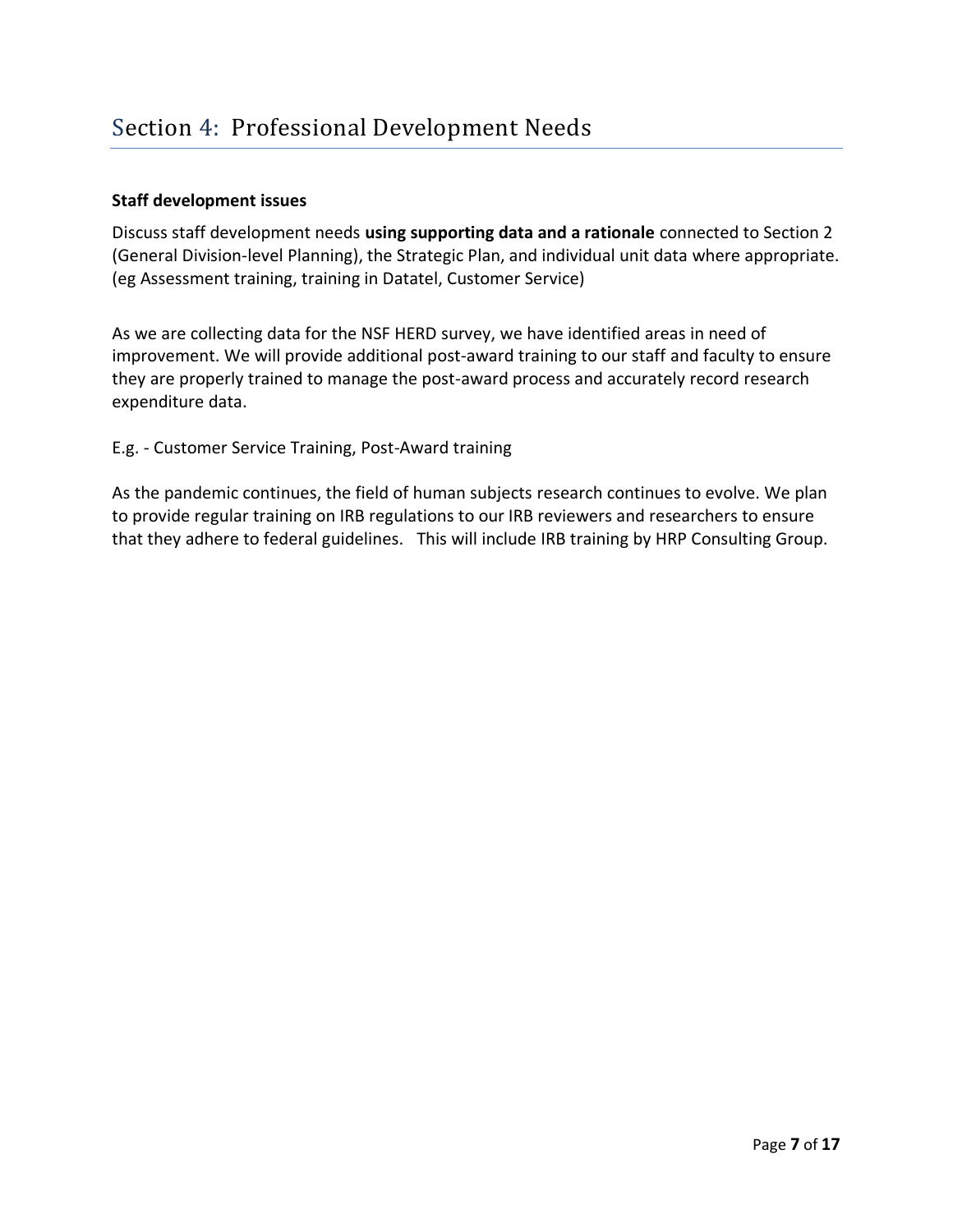# Section 4: Professional Development Needs

**Staff development issues**

Discuss staff development needs **using supporting data and a rationale** connected to Section 2 (General Division-level Planning), the Strategic Plan, and individual unit data where appropriate. (eg Assessment training, training in Datatel, Customer Service)

As we are collecting data for the NSF HERD survey, we have identified areas in need of improvement. We will provide additional post-award training to our staff and faculty to ensure they are properly trained to manage the post-award process and accurately record research expenditure data.

E.g. - Customer Service Training, Post-Award training

As the pandemic continues, the field of human subjects research continues to evolve. We plan to provide regular training on IRB regulations to our IRB reviewers and researchers to ensure that they adhere to federal guidelines. This will include IRB training by HRP Consulting Group.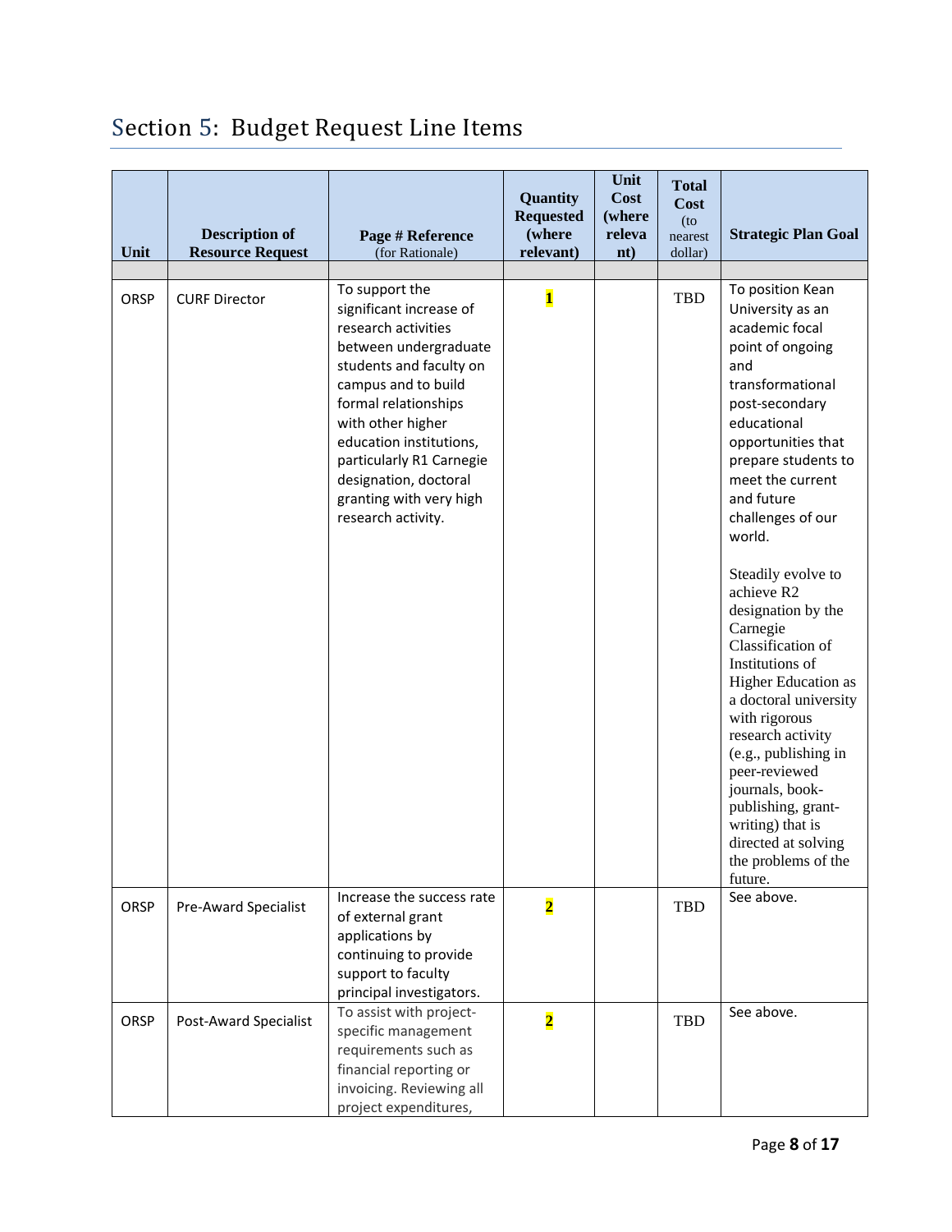## Section 5: Budget Request Line Items

| Unit | Description of Resource Request | Page # Reference (for Rationale) | Quantity Requested (where relevant) | Unit Cost (where relevant) | Total Cost (to nearest dollar) | Strategic Plan Goal |
|---|---|---|---|---|---|---|
| | | | | | | |
| ORSP | CURF Director | To support the significant increase of research activities between undergraduate students and faculty on campus and to build formal relationships with other higher education institutions, particularly R1 Carnegie designation, doctoral granting with very high research activity. | 1 | | TBD | To position Kean University as an academic focal point of ongoing and transformational post-secondary educational opportunities that prepare students to meet the current and future challenges of our world.<br><br>Steadily evolve to achieve R2 designation by the Carnegie Classification of Institutions of Higher Education as a doctoral university with rigorous research activity (e.g., publishing in peer-reviewed journals, book-publishing, grant-writing) that is directed at solving the problems of the future. |
| ORSP | Pre-Award Specialist | Increase the success rate of external grant applications by continuing to provide support to faculty principal investigators. | 2 | | TBD | See above. |
| ORSP | Post-Award Specialist | To assist with project-specific management requirements such as financial reporting or invoicing. Reviewing all project expenditures, | 2 | | TBD | See above. |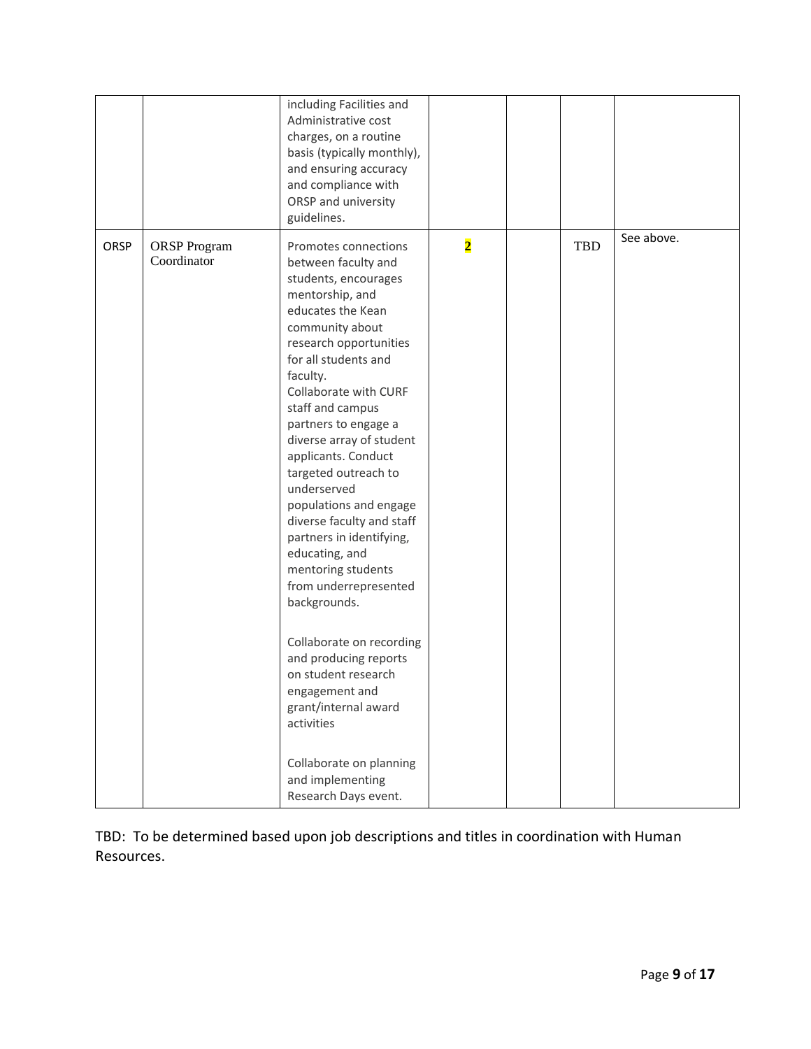| | | | | | | |
|---|---|---|---|---|---|---|
| | | including Facilities and Administrative cost charges, on a routine basis (typically monthly), and ensuring accuracy and compliance with ORSP and university guidelines. | | | | |
| ORSP | ORSP Program Coordinator | Promotes connections between faculty and students, encourages mentorship, and educates the Kean community about research opportunities for all students and faculty.<br>Collaborate with CURF staff and campus partners to engage a diverse array of student applicants. Conduct targeted outreach to underserved populations and engage diverse faculty and staff partners in identifying, educating, and mentoring students from underrepresented backgrounds.<br><br>Collaborate on recording and producing reports on student research engagement and grant/internal award activities<br><br>Collaborate on planning and implementing Research Days event. | 2 | | TBD | See above. |

TBD: To be determined based upon job descriptions and titles in coordination with Human Resources.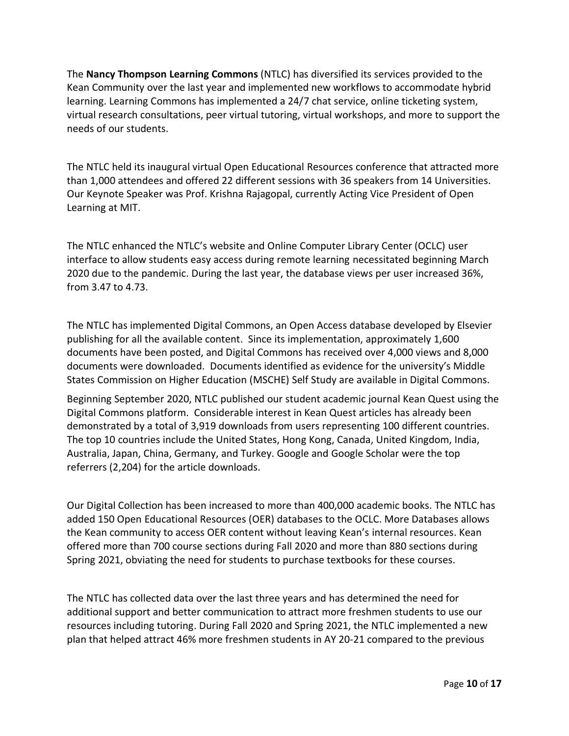The **Nancy Thompson Learning Commons** (NTLC) has diversified its services provided to the Kean Community over the last year and implemented new workflows to accommodate hybrid learning. Learning Commons has implemented a 24/7 chat service, online ticketing system, virtual research consultations, peer virtual tutoring, virtual workshops, and more to support the needs of our students.

The NTLC held its inaugural virtual Open Educational Resources conference that attracted more than 1,000 attendees and offered 22 different sessions with 36 speakers from 14 Universities. Our Keynote Speaker was Prof. Krishna Rajagopal, currently Acting Vice President of Open Learning at MIT.

The NTLC enhanced the NTLC's website and Online Computer Library Center (OCLC) user interface to allow students easy access during remote learning necessitated beginning March 2020 due to the pandemic. During the last year, the database views per user increased 36%, from 3.47 to 4.73.

The NTLC has implemented Digital Commons, an Open Access database developed by Elsevier publishing for all the available content. Since its implementation, approximately 1,600 documents have been posted, and Digital Commons has received over 4,000 views and 8,000 documents were downloaded. Documents identified as evidence for the university's Middle States Commission on Higher Education (MSCHE) Self Study are available in Digital Commons.

Beginning September 2020, NTLC published our student academic journal Kean Quest using the Digital Commons platform. Considerable interest in Kean Quest articles has already been demonstrated by a total of 3,919 downloads from users representing 100 different countries. The top 10 countries include the United States, Hong Kong, Canada, United Kingdom, India, Australia, Japan, China, Germany, and Turkey. Google and Google Scholar were the top referrers (2,204) for the article downloads.

Our Digital Collection has been increased to more than 400,000 academic books. The NTLC has added 150 Open Educational Resources (OER) databases to the OCLC. More Databases allows the Kean community to access OER content without leaving Kean's internal resources. Kean offered more than 700 course sections during Fall 2020 and more than 880 sections during Spring 2021, obviating the need for students to purchase textbooks for these courses.

The NTLC has collected data over the last three years and has determined the need for additional support and better communication to attract more freshmen students to use our resources including tutoring. During Fall 2020 and Spring 2021, the NTLC implemented a new plan that helped attract 46% more freshmen students in AY 20-21 compared to the previous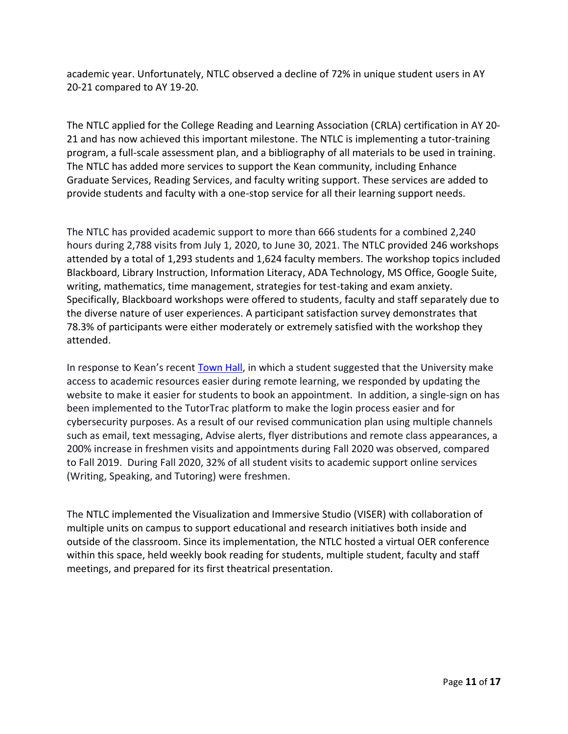academic year. Unfortunately, NTLC observed a decline of 72% in unique student users in AY 20-21 compared to AY 19-20.

The NTLC applied for the College Reading and Learning Association (CRLA) certification in AY 20-21 and has now achieved this important milestone. The NTLC is implementing a tutor-training program, a full-scale assessment plan, and a bibliography of all materials to be used in training. The NTLC has added more services to support the Kean community, including Enhance Graduate Services, Reading Services, and faculty writing support. These services are added to provide students and faculty with a one-stop service for all their learning support needs.

The NTLC has provided academic support to more than 666 students for a combined 2,240 hours during 2,788 visits from July 1, 2020, to June 30, 2021. The NTLC provided 246 workshops attended by a total of 1,293 students and 1,624 faculty members. The workshop topics included Blackboard, Library Instruction, Information Literacy, ADA Technology, MS Office, Google Suite, writing, mathematics, time management, strategies for test-taking and exam anxiety. Specifically, Blackboard workshops were offered to students, faculty and staff separately due to the diverse nature of user experiences. A participant satisfaction survey demonstrates that 78.3% of participants were either moderately or extremely satisfied with the workshop they attended.

In response to Kean's recent Town Hall, in which a student suggested that the University make access to academic resources easier during remote learning, we responded by updating the website to make it easier for students to book an appointment. In addition, a single-sign on has been implemented to the TutorTrac platform to make the login process easier and for cybersecurity purposes. As a result of our revised communication plan using multiple channels such as email, text messaging, Advise alerts, flyer distributions and remote class appearances, a 200% increase in freshmen visits and appointments during Fall 2020 was observed, compared to Fall 2019. During Fall 2020, 32% of all student visits to academic support online services (Writing, Speaking, and Tutoring) were freshmen.

The NTLC implemented the Visualization and Immersive Studio (VISER) with collaboration of multiple units on campus to support educational and research initiatives both inside and outside of the classroom. Since its implementation, the NTLC hosted a virtual OER conference within this space, held weekly book reading for students, multiple student, faculty and staff meetings, and prepared for its first theatrical presentation.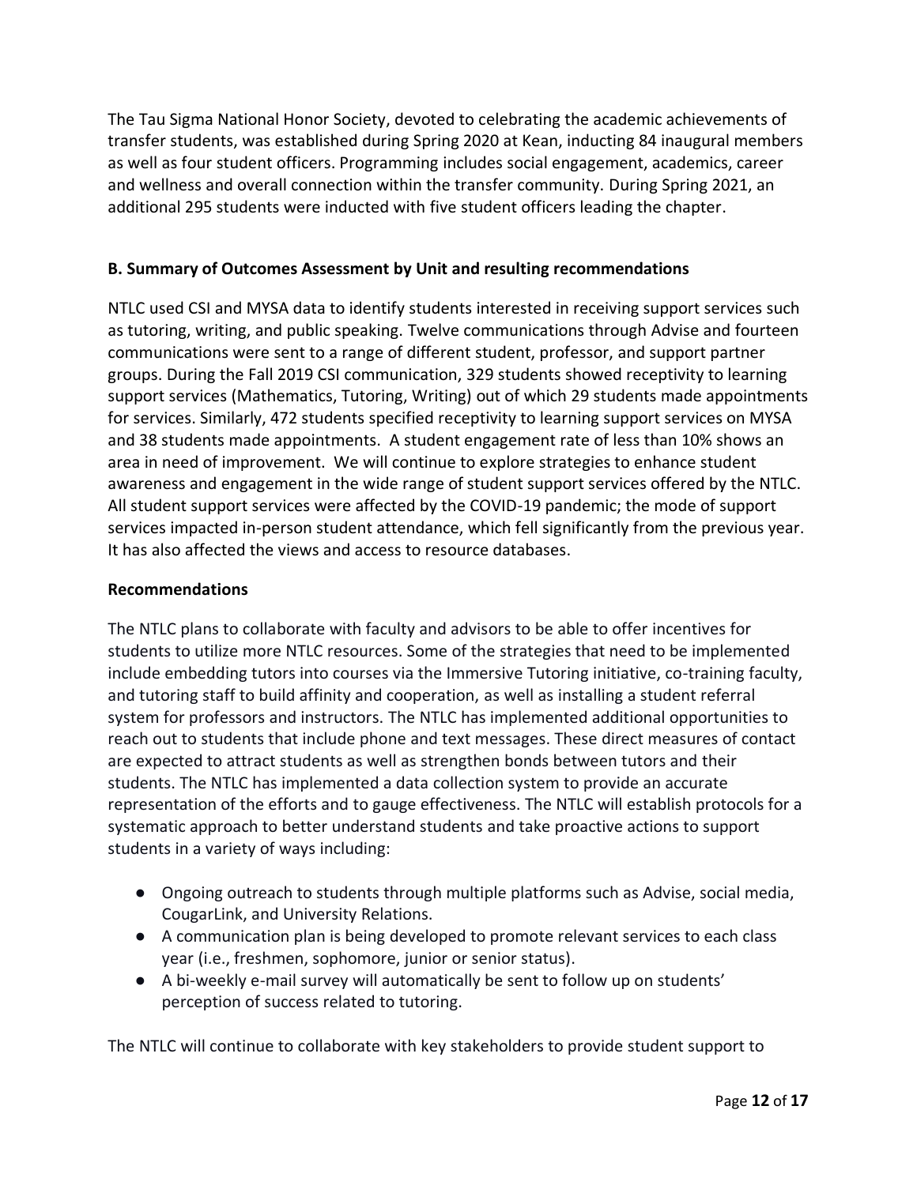The Tau Sigma National Honor Society, devoted to celebrating the academic achievements of transfer students, was established during Spring 2020 at Kean, inducting 84 inaugural members as well as four student officers. Programming includes social engagement, academics, career and wellness and overall connection within the transfer community. During Spring 2021, an additional 295 students were inducted with five student officers leading the chapter.

### B. Summary of Outcomes Assessment by Unit and resulting recommendations

NTLC used CSI and MYSA data to identify students interested in receiving support services such as tutoring, writing, and public speaking. Twelve communications through Advise and fourteen communications were sent to a range of different student, professor, and support partner groups. During the Fall 2019 CSI communication, 329 students showed receptivity to learning support services (Mathematics, Tutoring, Writing) out of which 29 students made appointments for services. Similarly, 472 students specified receptivity to learning support services on MYSA and 38 students made appointments. A student engagement rate of less than 10% shows an area in need of improvement. We will continue to explore strategies to enhance student awareness and engagement in the wide range of student support services offered by the NTLC. All student support services were affected by the COVID-19 pandemic; the mode of support services impacted in-person student attendance, which fell significantly from the previous year. It has also affected the views and access to resource databases.

#### Recommendations

The NTLC plans to collaborate with faculty and advisors to be able to offer incentives for students to utilize more NTLC resources. Some of the strategies that need to be implemented include embedding tutors into courses via the Immersive Tutoring initiative, co-training faculty, and tutoring staff to build affinity and cooperation, as well as installing a student referral system for professors and instructors. The NTLC has implemented additional opportunities to reach out to students that include phone and text messages. These direct measures of contact are expected to attract students as well as strengthen bonds between tutors and their students. The NTLC has implemented a data collection system to provide an accurate representation of the efforts and to gauge effectiveness. The NTLC will establish protocols for a systematic approach to better understand students and take proactive actions to support students in a variety of ways including:

- Ongoing outreach to students through multiple platforms such as Advise, social media, CougarLink, and University Relations.
- A communication plan is being developed to promote relevant services to each class year (i.e., freshmen, sophomore, junior or senior status).
- A bi-weekly e-mail survey will automatically be sent to follow up on students' perception of success related to tutoring.

The NTLC will continue to collaborate with key stakeholders to provide student support to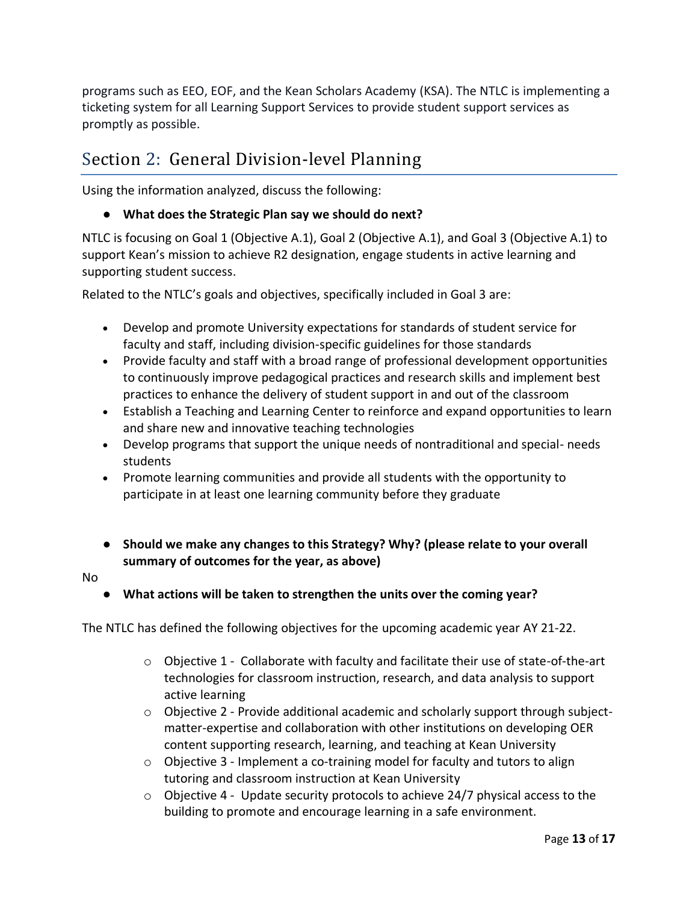programs such as EEO, EOF, and the Kean Scholars Academy (KSA). The NTLC is implementing a ticketing system for all Learning Support Services to provide student support services as promptly as possible.

## Section 2: General Division-level Planning

Using the information analyzed, discuss the following:

- **What does the Strategic Plan say we should do next?**

NTLC is focusing on Goal 1 (Objective A.1), Goal 2 (Objective A.1), and Goal 3 (Objective A.1) to support Kean's mission to achieve R2 designation, engage students in active learning and supporting student success.

Related to the NTLC's goals and objectives, specifically included in Goal 3 are:

- Develop and promote University expectations for standards of student service for faculty and staff, including division-specific guidelines for those standards
- Provide faculty and staff with a broad range of professional development opportunities to continuously improve pedagogical practices and research skills and implement best practices to enhance the delivery of student support in and out of the classroom
- Establish a Teaching and Learning Center to reinforce and expand opportunities to learn and share new and innovative teaching technologies
- Develop programs that support the unique needs of nontraditional and special- needs students
- Promote learning communities and provide all students with the opportunity to participate in at least one learning community before they graduate

- **Should we make any changes to this Strategy? Why? (please relate to your overall summary of outcomes for the year, as above)**

No

- **What actions will be taken to strengthen the units over the coming year?**

The NTLC has defined the following objectives for the upcoming academic year AY 21-22.

- Objective 1 - Collaborate with faculty and facilitate their use of state-of-the-art technologies for classroom instruction, research, and data analysis to support active learning
- Objective 2 - Provide additional academic and scholarly support through subject-matter-expertise and collaboration with other institutions on developing OER content supporting research, learning, and teaching at Kean University
- Objective 3 - Implement a co-training model for faculty and tutors to align tutoring and classroom instruction at Kean University
- Objective 4 - Update security protocols to achieve 24/7 physical access to the building to promote and encourage learning in a safe environment.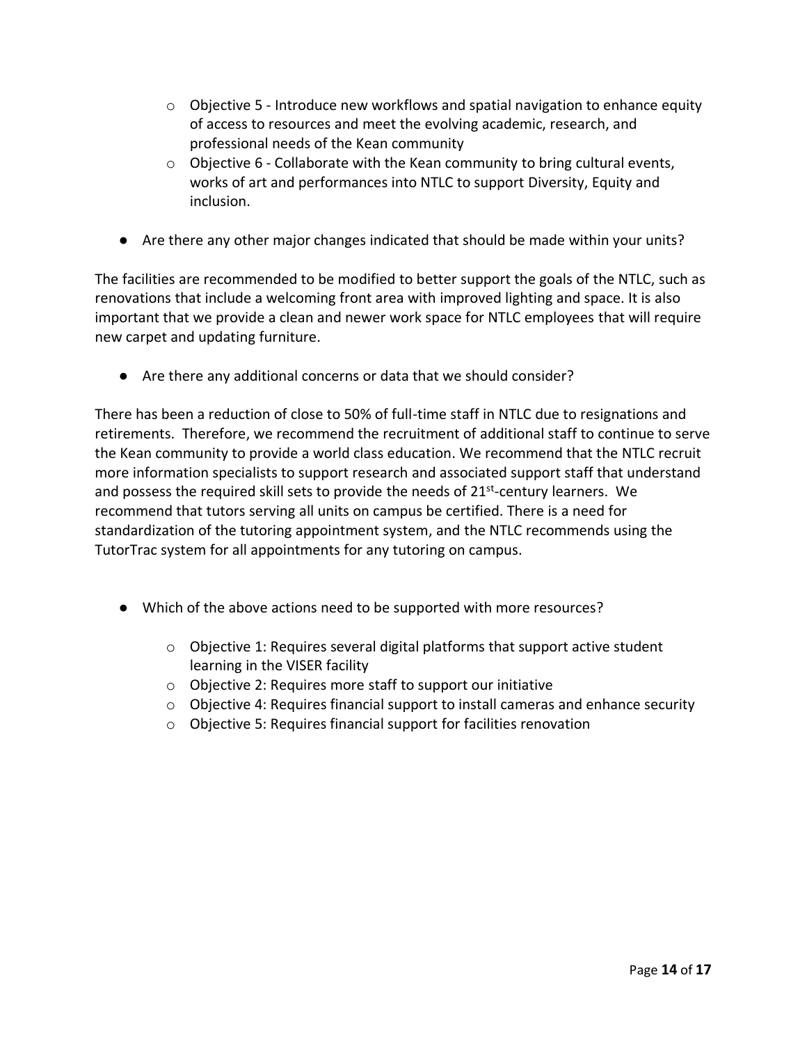- Objective 5 - Introduce new workflows and spatial navigation to enhance equity of access to resources and meet the evolving academic, research, and professional needs of the Kean community
- Objective 6 - Collaborate with the Kean community to bring cultural events, works of art and performances into NTLC to support Diversity, Equity and inclusion.

● Are there any other major changes indicated that should be made within your units?

The facilities are recommended to be modified to better support the goals of the NTLC, such as renovations that include a welcoming front area with improved lighting and space. It is also important that we provide a clean and newer work space for NTLC employees that will require new carpet and updating furniture.

● Are there any additional concerns or data that we should consider?

There has been a reduction of close to 50% of full-time staff in NTLC due to resignations and retirements. Therefore, we recommend the recruitment of additional staff to continue to serve the Kean community to provide a world class education. We recommend that the NTLC recruit more information specialists to support research and associated support staff that understand and possess the required skill sets to provide the needs of 21st-century learners. We recommend that tutors serving all units on campus be certified. There is a need for standardization of the tutoring appointment system, and the NTLC recommends using the TutorTrac system for all appointments for any tutoring on campus.

● Which of the above actions need to be supported with more resources?

- Objective 1: Requires several digital platforms that support active student learning in the VISER facility
- Objective 2: Requires more staff to support our initiative
- Objective 4: Requires financial support to install cameras and enhance security
- Objective 5: Requires financial support for facilities renovation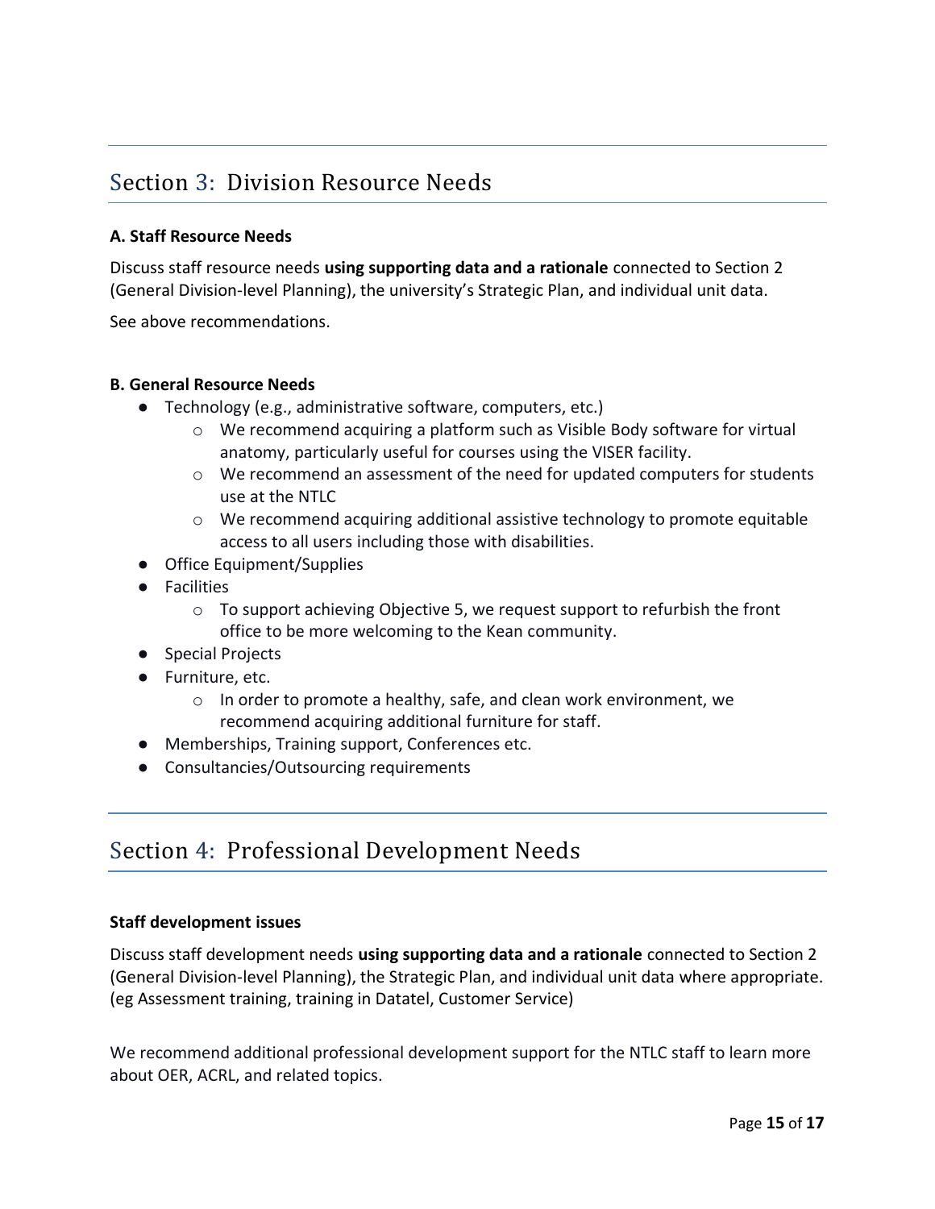## Section 3: Division Resource Needs

**A. Staff Resource Needs**

Discuss staff resource needs **using supporting data and a rationale** connected to Section 2 (General Division-level Planning), the university's Strategic Plan, and individual unit data.

See above recommendations.

**B. General Resource Needs**

- Technology (e.g., administrative software, computers, etc.)
  - We recommend acquiring a platform such as Visible Body software for virtual anatomy, particularly useful for courses using the VISER facility.
  - We recommend an assessment of the need for updated computers for students use at the NTLC
  - We recommend acquiring additional assistive technology to promote equitable access to all users including those with disabilities.
- Office Equipment/Supplies
- Facilities
  - To support achieving Objective 5, we request support to refurbish the front office to be more welcoming to the Kean community.
- Special Projects
- Furniture, etc.
  - In order to promote a healthy, safe, and clean work environment, we recommend acquiring additional furniture for staff.
- Memberships, Training support, Conferences etc.
- Consultancies/Outsourcing requirements

## Section 4: Professional Development Needs

**Staff development issues**

Discuss staff development needs **using supporting data and a rationale** connected to Section 2 (General Division-level Planning), the Strategic Plan, and individual unit data where appropriate. (eg Assessment training, training in Datatel, Customer Service)

We recommend additional professional development support for the NTLC staff to learn more about OER, ACRL, and related topics.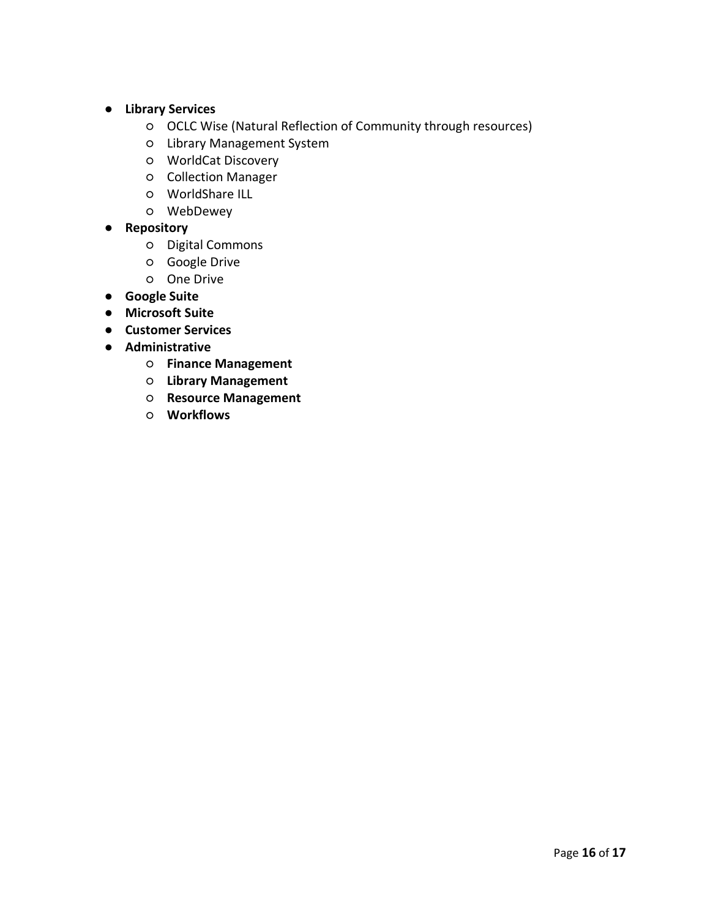- **Library Services**
  - OCLC Wise (Natural Reflection of Community through resources)
  - Library Management System
  - WorldCat Discovery
  - Collection Manager
  - WorldShare ILL
  - WebDewey
- **Repository**
  - Digital Commons
  - Google Drive
  - One Drive
- **Google Suite**
- **Microsoft Suite**
- **Customer Services**
- **Administrative**
  - **Finance Management**
  - **Library Management**
  - **Resource Management**
  - **Workflows**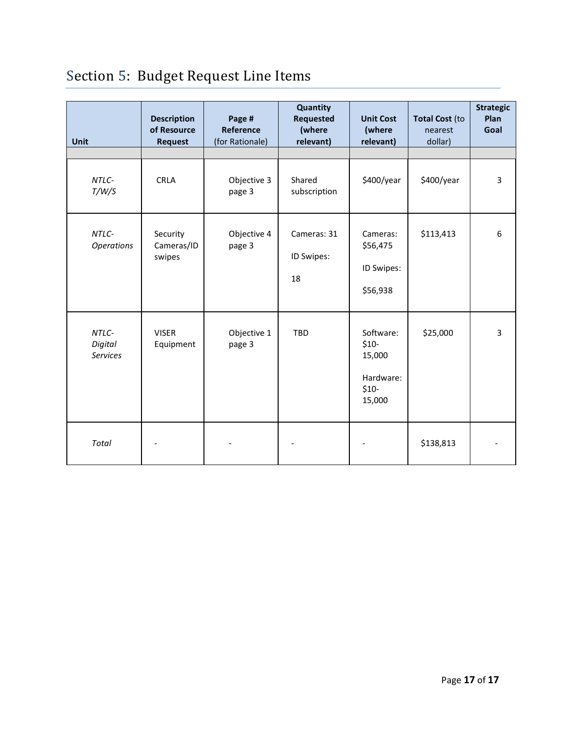# Section 5: Budget Request Line Items

| Unit | Description of Resource Request | Page # Reference (for Rationale) | Quantity Requested (where relevant) | Unit Cost (where relevant) | Total Cost (to nearest dollar) | Strategic Plan Goal |
|---|---|---|---|---|---|---|
| | | | | | | |
| *NTLC-T/W/S* | CRLA | Objective 3 page 3 | Shared subscription | $400/year | $400/year | 3 |
| *NTLC-Operations* | Security Cameras/ID swipes | Objective 4 page 3 | Cameras: 31<br>ID Swipes: 18 | Cameras: $56,475<br>ID Swipes: $56,938 | $113,413 | 6 |
| *NTLC-Digital Services* | VISER Equipment | Objective 1 page 3 | TBD | Software: $10-15,000<br>Hardware: $10-15,000 | $25,000 | 3 |
| *Total* | - | - | - | - | $138,813 | - |